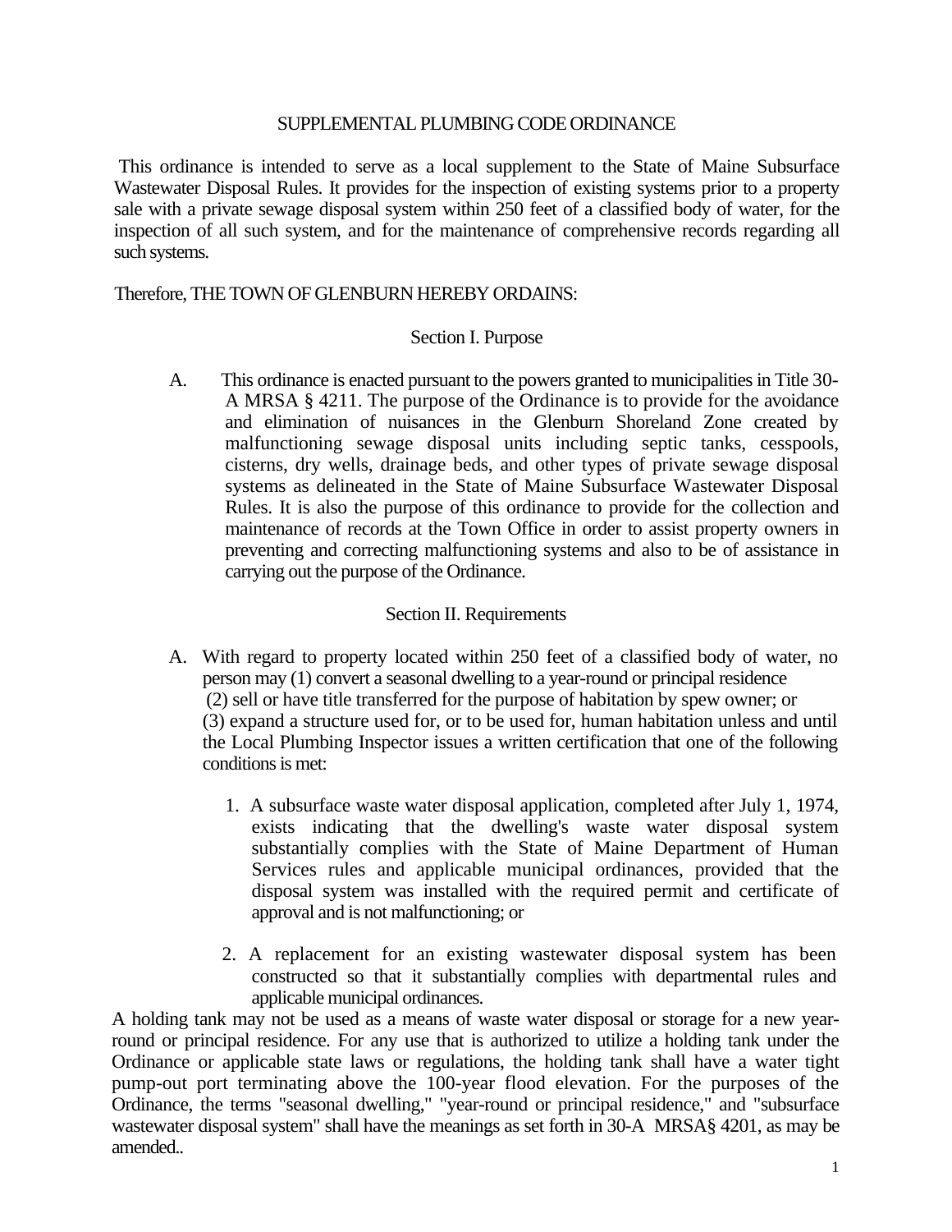# SUPPLEMENTAL PLUMBING CODE ORDINANCE

This ordinance is intended to serve as a local supplement to the State of Maine Subsurface Wastewater Disposal Rules. It provides for the inspection of existing systems prior to a property sale with a private sewage disposal system within 250 feet of a classified body of water, for the inspection of all such system, and for the maintenance of comprehensive records regarding all such systems.

Therefore, THE TOWN OF GLENBURN HEREBY ORDAINS:

## Section I. Purpose

A. This ordinance is enacted pursuant to the powers granted to municipalities in Title 30-A MRSA § 4211. The purpose of the Ordinance is to provide for the avoidance and elimination of nuisances in the Glenburn Shoreland Zone created by malfunctioning sewage disposal units including septic tanks, cesspools, cisterns, dry wells, drainage beds, and other types of private sewage disposal systems as delineated in the State of Maine Subsurface Wastewater Disposal Rules. It is also the purpose of this ordinance to provide for the collection and maintenance of records at the Town Office in order to assist property owners in preventing and correcting malfunctioning systems and also to be of assistance in carrying out the purpose of the Ordinance.

## Section II. Requirements

A. With regard to property located within 250 feet of a classified body of water, no person may (1) convert a seasonal dwelling to a year-round or principal residence (2) sell or have title transferred for the purpose of habitation by spew owner; or (3) expand a structure used for, or to be used for, human habitation unless and until the Local Plumbing Inspector issues a written certification that one of the following conditions is met:

1. A subsurface waste water disposal application, completed after July 1, 1974, exists indicating that the dwelling's waste water disposal system substantially complies with the State of Maine Department of Human Services rules and applicable municipal ordinances, provided that the disposal system was installed with the required permit and certificate of approval and is not malfunctioning; or

2. A replacement for an existing wastewater disposal system has been constructed so that it substantially complies with departmental rules and applicable municipal ordinances.

A holding tank may not be used as a means of waste water disposal or storage for a new year-round or principal residence. For any use that is authorized to utilize a holding tank under the Ordinance or applicable state laws or regulations, the holding tank shall have a water tight pump-out port terminating above the 100-year flood elevation. For the purposes of the Ordinance, the terms "seasonal dwelling," "year-round or principal residence," and "subsurface wastewater disposal system" shall have the meanings as set forth in 30-A MRSA§ 4201, as may be amended..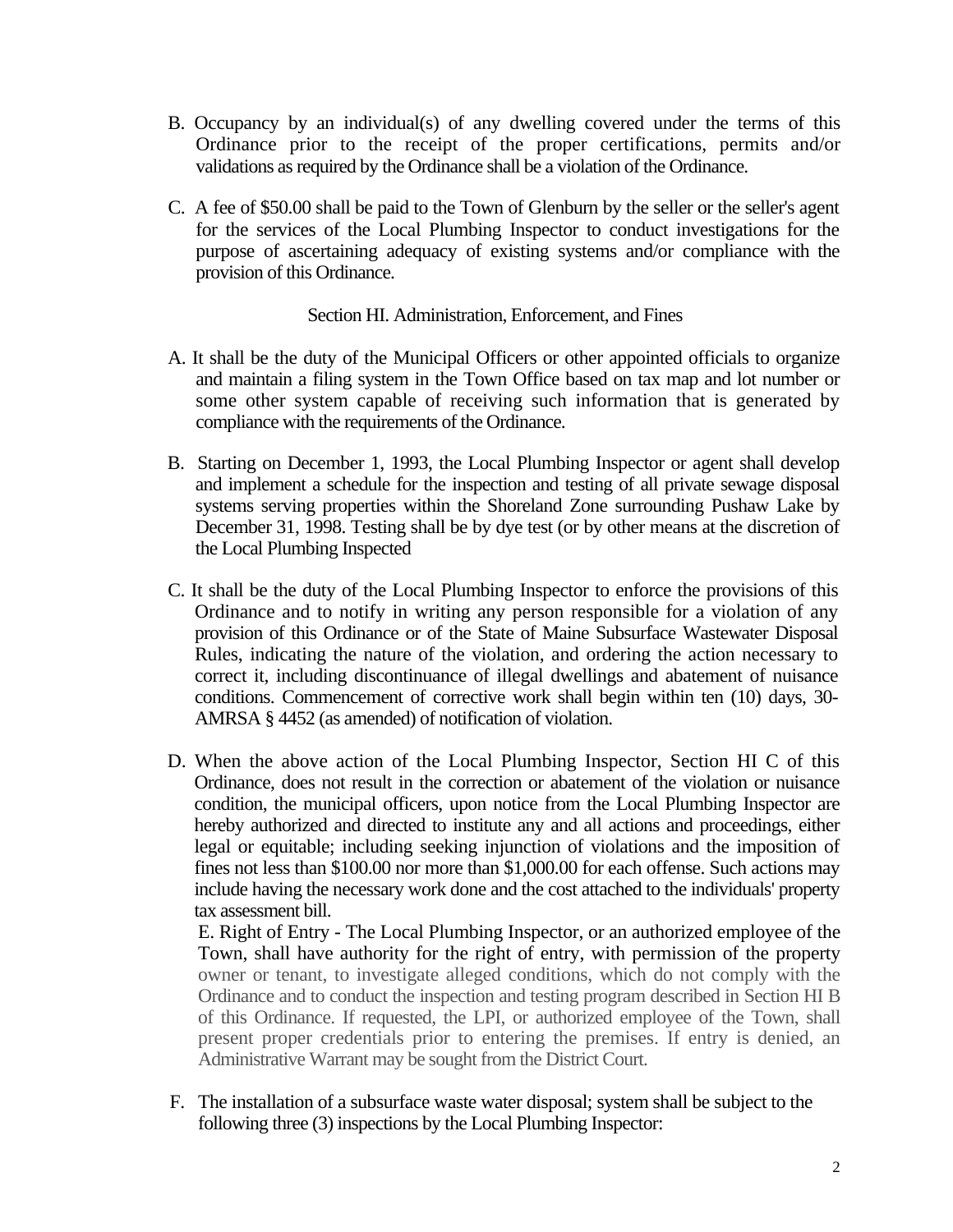B. Occupancy by an individual(s) of any dwelling covered under the terms of this Ordinance prior to the receipt of the proper certifications, permits and/or validations as required by the Ordinance shall be a violation of the Ordinance.

C. A fee of $50.00 shall be paid to the Town of Glenburn by the seller or the seller's agent for the services of the Local Plumbing Inspector to conduct investigations for the purpose of ascertaining adequacy of existing systems and/or compliance with the provision of this Ordinance.

## Section HI. Administration, Enforcement, and Fines

A. It shall be the duty of the Municipal Officers or other appointed officials to organize and maintain a filing system in the Town Office based on tax map and lot number or some other system capable of receiving such information that is generated by compliance with the requirements of the Ordinance.

B. Starting on December 1, 1993, the Local Plumbing Inspector or agent shall develop and implement a schedule for the inspection and testing of all private sewage disposal systems serving properties within the Shoreland Zone surrounding Pushaw Lake by December 31, 1998. Testing shall be by dye test (or by other means at the discretion of the Local Plumbing Inspected

C. It shall be the duty of the Local Plumbing Inspector to enforce the provisions of this Ordinance and to notify in writing any person responsible for a violation of any provision of this Ordinance or of the State of Maine Subsurface Wastewater Disposal Rules, indicating the nature of the violation, and ordering the action necessary to correct it, including discontinuance of illegal dwellings and abatement of nuisance conditions. Commencement of corrective work shall begin within ten (10) days, 30-AMRSA § 4452 (as amended) of notification of violation.

D. When the above action of the Local Plumbing Inspector, Section HI C of this Ordinance, does not result in the correction or abatement of the violation or nuisance condition, the municipal officers, upon notice from the Local Plumbing Inspector are hereby authorized and directed to institute any and all actions and proceedings, either legal or equitable; including seeking injunction of violations and the imposition of fines not less than $100.00 nor more than $1,000.00 for each offense. Such actions may include having the necessary work done and the cost attached to the individuals' property tax assessment bill.

E. Right of Entry - The Local Plumbing Inspector, or an authorized employee of the Town, shall have authority for the right of entry, with permission of the property owner or tenant, to investigate alleged conditions, which do not comply with the Ordinance and to conduct the inspection and testing program described in Section HI B of this Ordinance. If requested, the LPI, or authorized employee of the Town, shall present proper credentials prior to entering the premises. If entry is denied, an Administrative Warrant may be sought from the District Court.

F. The installation of a subsurface waste water disposal; system shall be subject to the following three (3) inspections by the Local Plumbing Inspector: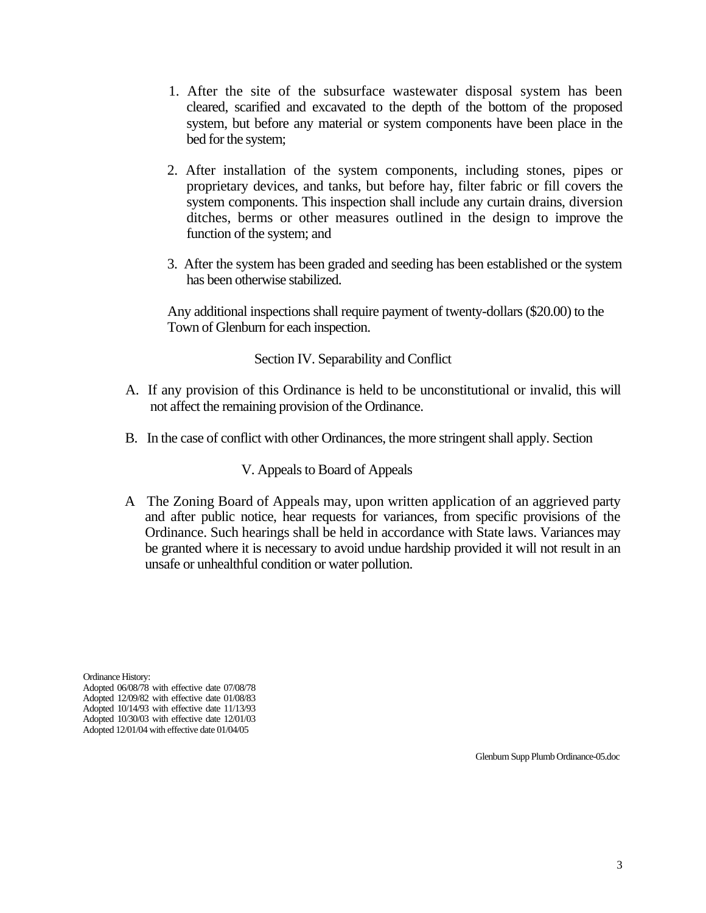1. After the site of the subsurface wastewater disposal system has been cleared, scarified and excavated to the depth of the bottom of the proposed system, but before any material or system components have been place in the bed for the system;

2. After installation of the system components, including stones, pipes or proprietary devices, and tanks, but before hay, filter fabric or fill covers the system components. This inspection shall include any curtain drains, diversion ditches, berms or other measures outlined in the design to improve the function of the system; and

3. After the system has been graded and seeding has been established or the system has been otherwise stabilized.

Any additional inspections shall require payment of twenty-dollars ($20.00) to the Town of Glenburn for each inspection.

## Section IV. Separability and Conflict

A. If any provision of this Ordinance is held to be unconstitutional or invalid, this will not affect the remaining provision of the Ordinance.

B. In the case of conflict with other Ordinances, the more stringent shall apply. Section

## V. Appeals to Board of Appeals

A The Zoning Board of Appeals may, upon written application of an aggrieved party and after public notice, hear requests for variances, from specific provisions of the Ordinance. Such hearings shall be held in accordance with State laws. Variances may be granted where it is necessary to avoid undue hardship provided it will not result in an unsafe or unhealthful condition or water pollution.

Ordinance History:
Adopted 06/08/78 with effective date 07/08/78
Adopted 12/09/82 with effective date 01/08/83
Adopted 10/14/93 with effective date 11/13/93
Adopted 10/30/03 with effective date 12/01/03
Adopted 12/01/04 with effective date 01/04/05

Glenburn Supp Plumb Ordinance-05.doc